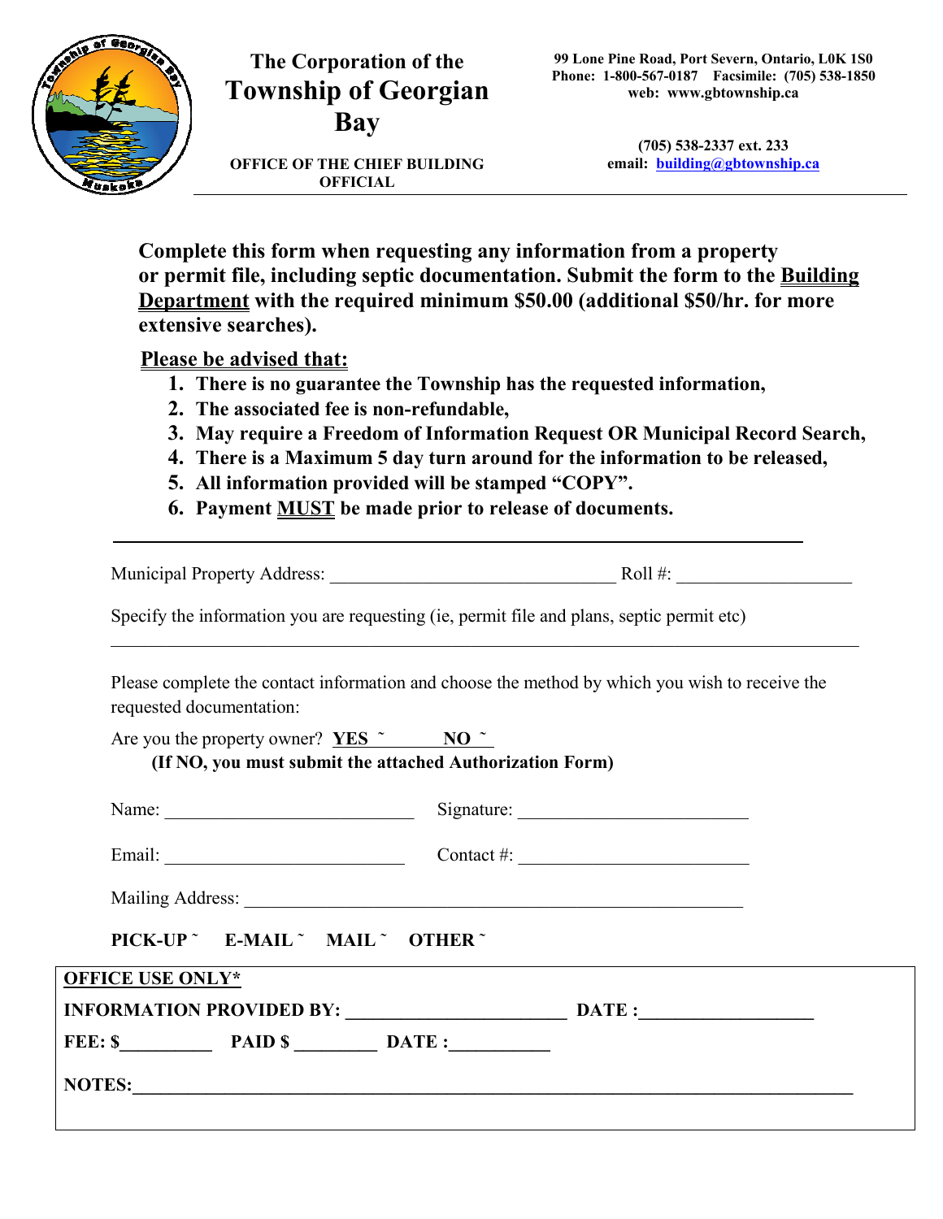# The Corporation of the Township of Georgian Bay

**OFFICE OF THE CHIEF BUILDING OFFICIAL**

**99 Lone Pine Road, Port Severn, Ontario, L0K 1S0**
**Phone: 1-800-567-0187 Facsimile: (705) 538-1850**
**web: www.gbtownship.ca**

**(705) 538-2337 ext. 233**
**email: building@gbtownship.ca**

---

**Complete this form when requesting any information from a property or permit file, including septic documentation. Submit the form to the Building Department with the required minimum $50.00 (additional $50/hr. for more extensive searches).**

**Please be advised that:**

1. **There is no guarantee the Township has the requested information,**
2. **The associated fee is non-refundable,**
3. **May require a Freedom of Information Request OR Municipal Record Search,**
4. **There is a Maximum 5 day turn around for the information to be released,**
5. **All information provided will be stamped "COPY".**
6. **Payment MUST be made prior to release of documents.**

---

Municipal Property Address: ______________________________ Roll #: __________________

Specify the information you are requesting (ie, permit file and plans, septic permit etc)

______________________________________________________________________________

Please complete the contact information and choose the method by which you wish to receive the requested documentation:

Are you the property owner? **YES ˜** **NO ˜**
**(If NO, you must submit the attached Authorization Form)**

Name: __________________________ Signature: ________________________

Email: __________________________ Contact #: ________________________

Mailing Address: ____________________________________________________

**PICK-UP ˜ E-MAIL ˜ MAIL ˜ OTHER ˜**

**OFFICE USE ONLY***

**INFORMATION PROVIDED BY: ______________________ DATE :________________**

**FEE: $_________ PAID $ ________ DATE :__________**

**NOTES:________________________________________________________________**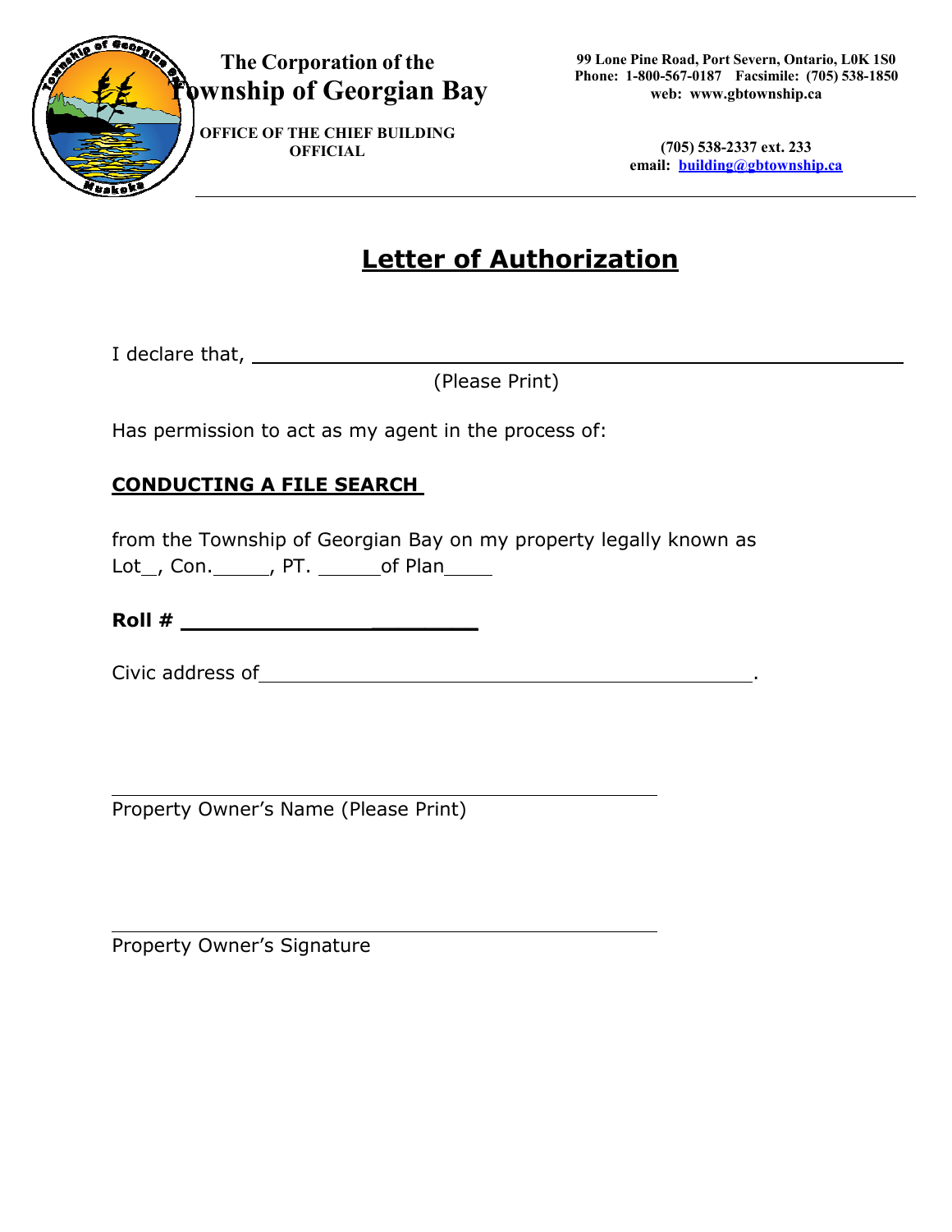**The Corporation of the**
**Township of Georgian Bay**

**OFFICE OF THE CHIEF BUILDING OFFICIAL**

**99 Lone Pine Road, Port Severn, Ontario, L0K 1S0**
**Phone: 1-800-567-0187 Facsimile: (705) 538-1850**
**web: www.gbtownship.ca**

**(705) 538-2337 ext. 233**
**email: building@gbtownship.ca**

# Letter of Authorization

I declare that, ______________________________________________
(Please Print)

Has permission to act as my agent in the process of:

**CONDUCTING A FILE SEARCH**

from the Township of Georgian Bay on my property legally known as
Lot__, Con.______, PT. ______of Plan_____

**Roll # ______________________**

Civic address of_____________________________________________.

______________________________________________
Property Owner's Name (Please Print)

______________________________________________
Property Owner's Signature